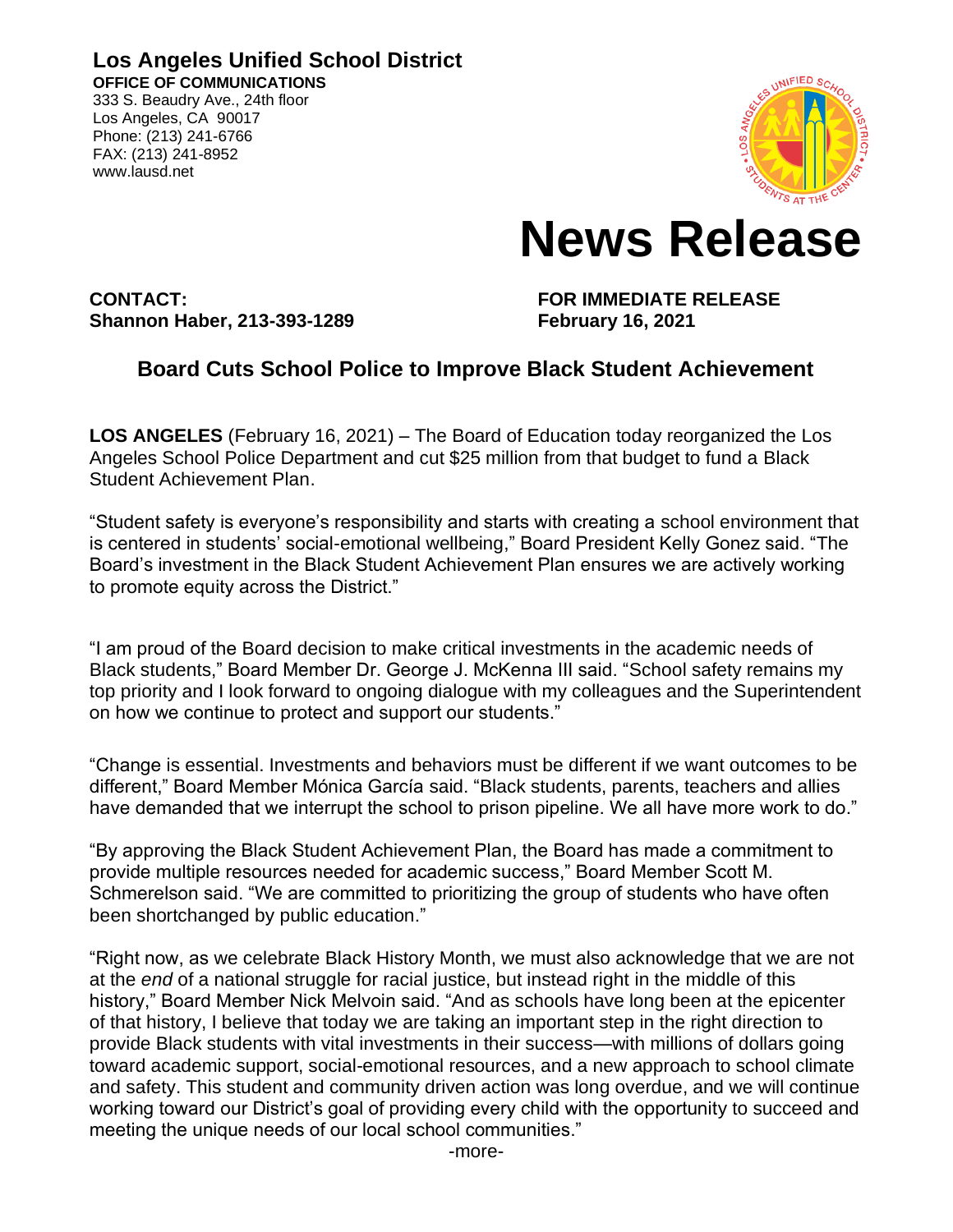**Los Angeles Unified School District**
**OFFICE OF COMMUNICATIONS**
333 S. Beaudry Ave., 24th floor
Los Angeles, CA 90017
Phone: (213) 241-6766
FAX: (213) 241-8952
www.lausd.net

# News Release

**CONTACT:**
**Shannon Haber, 213-393-1289**

**FOR IMMEDIATE RELEASE**
**February 16, 2021**

## Board Cuts School Police to Improve Black Student Achievement

**LOS ANGELES** (February 16, 2021) – The Board of Education today reorganized the Los Angeles School Police Department and cut $25 million from that budget to fund a Black Student Achievement Plan.

"Student safety is everyone's responsibility and starts with creating a school environment that is centered in students' social-emotional wellbeing," Board President Kelly Gonez said. "The Board's investment in the Black Student Achievement Plan ensures we are actively working to promote equity across the District."

"I am proud of the Board decision to make critical investments in the academic needs of Black students," Board Member Dr. George J. McKenna III said. "School safety remains my top priority and I look forward to ongoing dialogue with my colleagues and the Superintendent on how we continue to protect and support our students."

"Change is essential. Investments and behaviors must be different if we want outcomes to be different," Board Member Mónica García said. "Black students, parents, teachers and allies have demanded that we interrupt the school to prison pipeline. We all have more work to do."

"By approving the Black Student Achievement Plan, the Board has made a commitment to provide multiple resources needed for academic success," Board Member Scott M. Schmerelson said. "We are committed to prioritizing the group of students who have often been shortchanged by public education."

"Right now, as we celebrate Black History Month, we must also acknowledge that we are not at the *end* of a national struggle for racial justice, but instead right in the middle of this history," Board Member Nick Melvoin said. "And as schools have long been at the epicenter of that history, I believe that today we are taking an important step in the right direction to provide Black students with vital investments in their success—with millions of dollars going toward academic support, social-emotional resources, and a new approach to school climate and safety. This student and community driven action was long overdue, and we will continue working toward our District's goal of providing every child with the opportunity to succeed and meeting the unique needs of our local school communities."

-more-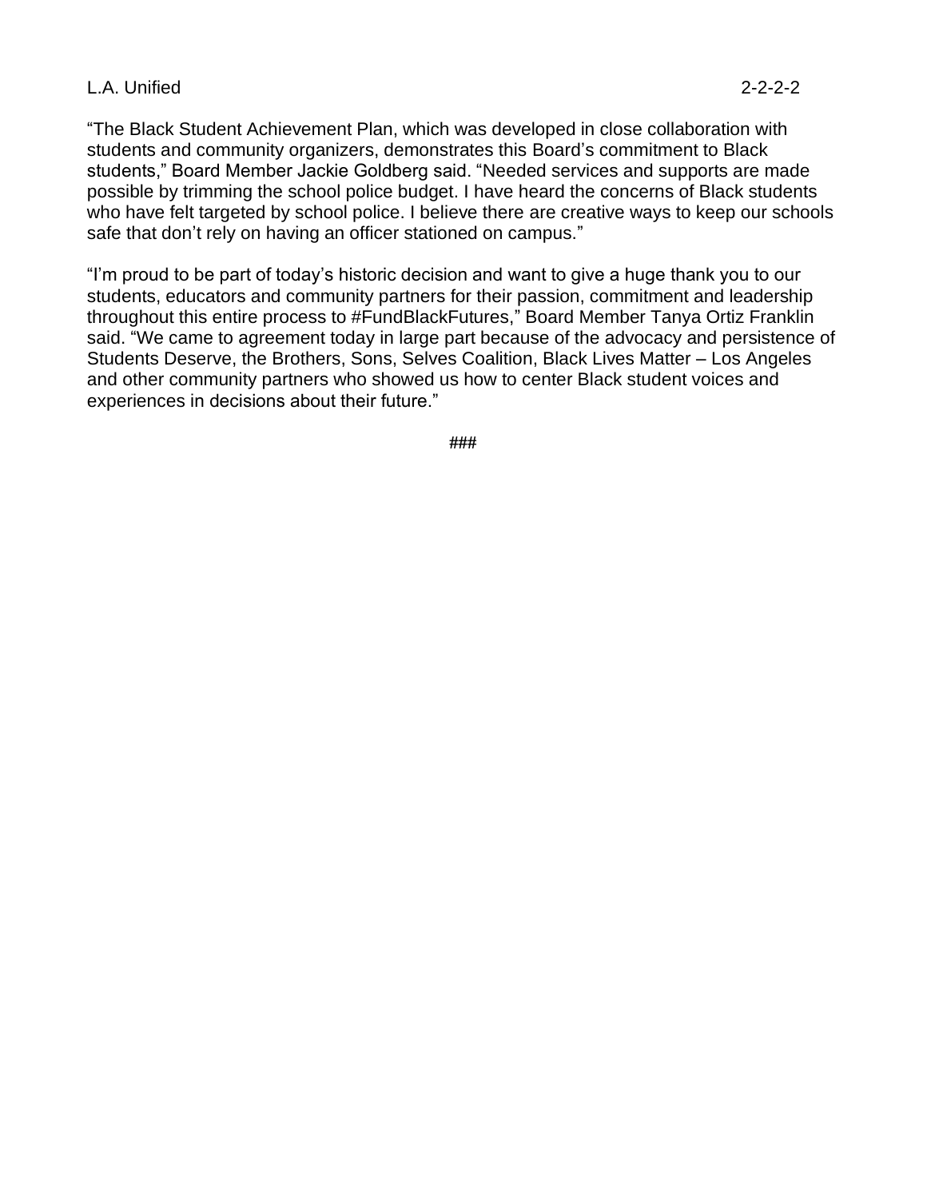"The Black Student Achievement Plan, which was developed in close collaboration with students and community organizers, demonstrates this Board's commitment to Black students," Board Member Jackie Goldberg said. "Needed services and supports are made possible by trimming the school police budget. I have heard the concerns of Black students who have felt targeted by school police. I believe there are creative ways to keep our schools safe that don't rely on having an officer stationed on campus."

"I'm proud to be part of today's historic decision and want to give a huge thank you to our students, educators and community partners for their passion, commitment and leadership throughout this entire process to #FundBlackFutures," Board Member Tanya Ortiz Franklin said. "We came to agreement today in large part because of the advocacy and persistence of Students Deserve, the Brothers, Sons, Selves Coalition, Black Lives Matter – Los Angeles and other community partners who showed us how to center Black student voices and experiences in decisions about their future."

###